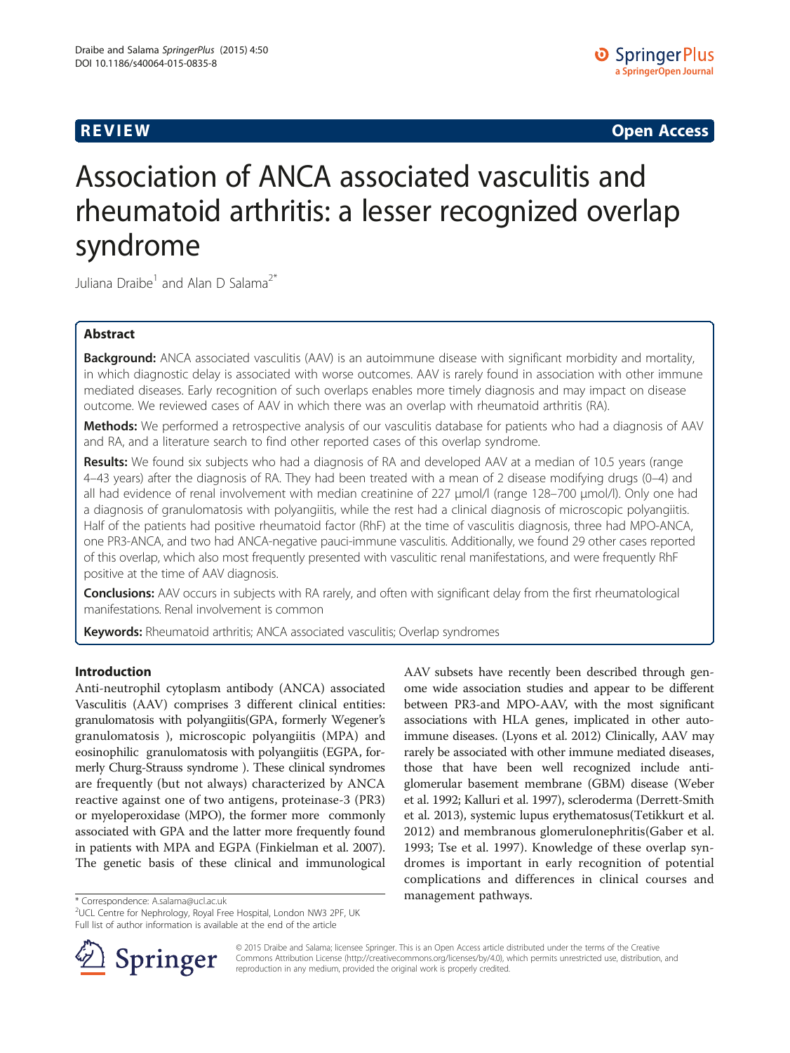REVIEW Open Access

# Association of ANCA associated vasculitis and rheumatoid arthritis: a lesser recognized overlap syndrome

Juliana Draibe[1] and Alan D Salama[2*]

## Abstract

**Background:** ANCA associated vasculitis (AAV) is an autoimmune disease with significant morbidity and mortality, in which diagnostic delay is associated with worse outcomes. AAV is rarely found in association with other immune mediated diseases. Early recognition of such overlaps enables more timely diagnosis and may impact on disease outcome. We reviewed cases of AAV in which there was an overlap with rheumatoid arthritis (RA).

**Methods:** We performed a retrospective analysis of our vasculitis database for patients who had a diagnosis of AAV and RA, and a literature search to find other reported cases of this overlap syndrome.

**Results:** We found six subjects who had a diagnosis of RA and developed AAV at a median of 10.5 years (range 4–43 years) after the diagnosis of RA. They had been treated with a mean of 2 disease modifying drugs (0–4) and all had evidence of renal involvement with median creatinine of 227 μmol/l (range 128–700 μmol/l). Only one had a diagnosis of granulomatosis with polyangiitis, while the rest had a clinical diagnosis of microscopic polyangiitis. Half of the patients had positive rheumatoid factor (RhF) at the time of vasculitis diagnosis, three had MPO-ANCA, one PR3-ANCA, and two had ANCA-negative pauci-immune vasculitis. Additionally, we found 29 other cases reported of this overlap, which also most frequently presented with vasculitic renal manifestations, and were frequently RhF positive at the time of AAV diagnosis.

**Conclusions:** AAV occurs in subjects with RA rarely, and often with significant delay from the first rheumatological manifestations. Renal involvement is common

**Keywords:** Rheumatoid arthritis; ANCA associated vasculitis; Overlap syndromes

## Introduction

Anti-neutrophil cytoplasm antibody (ANCA) associated Vasculitis (AAV) comprises 3 different clinical entities: granulomatosis with polyangiitis(GPA, formerly Wegener's granulomatosis ), microscopic polyangiitis (MPA) and eosinophilic granulomatosis with polyangiitis (EGPA, formerly Churg-Strauss syndrome ). These clinical syndromes are frequently (but not always) characterized by ANCA reactive against one of two antigens, proteinase-3 (PR3) or myeloperoxidase (MPO), the former more commonly associated with GPA and the latter more frequently found in patients with MPA and EGPA (Finkielman et al. 2007). The genetic basis of these clinical and immunological AAV subsets have recently been described through genome wide association studies and appear to be different between PR3-and MPO-AAV, with the most significant associations with HLA genes, implicated in other autoimmune diseases. (Lyons et al. 2012) Clinically, AAV may rarely be associated with other immune mediated diseases, those that have been well recognized include anti-glomerular basement membrane (GBM) disease (Weber et al. 1992; Kalluri et al. 1997), scleroderma (Derrett-Smith et al. 2013), systemic lupus erythematosus(Tetikkurt et al. 2012) and membranous glomerulonephritis(Gaber et al. 1993; Tse et al. 1997). Knowledge of these overlap syndromes is important in early recognition of potential complications and differences in clinical courses and management pathways.

* Correspondence: A.salama@ucl.ac.uk
[2]UCL Centre for Nephrology, Royal Free Hospital, London NW3 2PF, UK
Full list of author information is available at the end of the article

© 2015 Draibe and Salama; licensee Springer. This is an Open Access article distributed under the terms of the Creative Commons Attribution License (http://creativecommons.org/licenses/by/4.0), which permits unrestricted use, distribution, and reproduction in any medium, provided the original work is properly credited.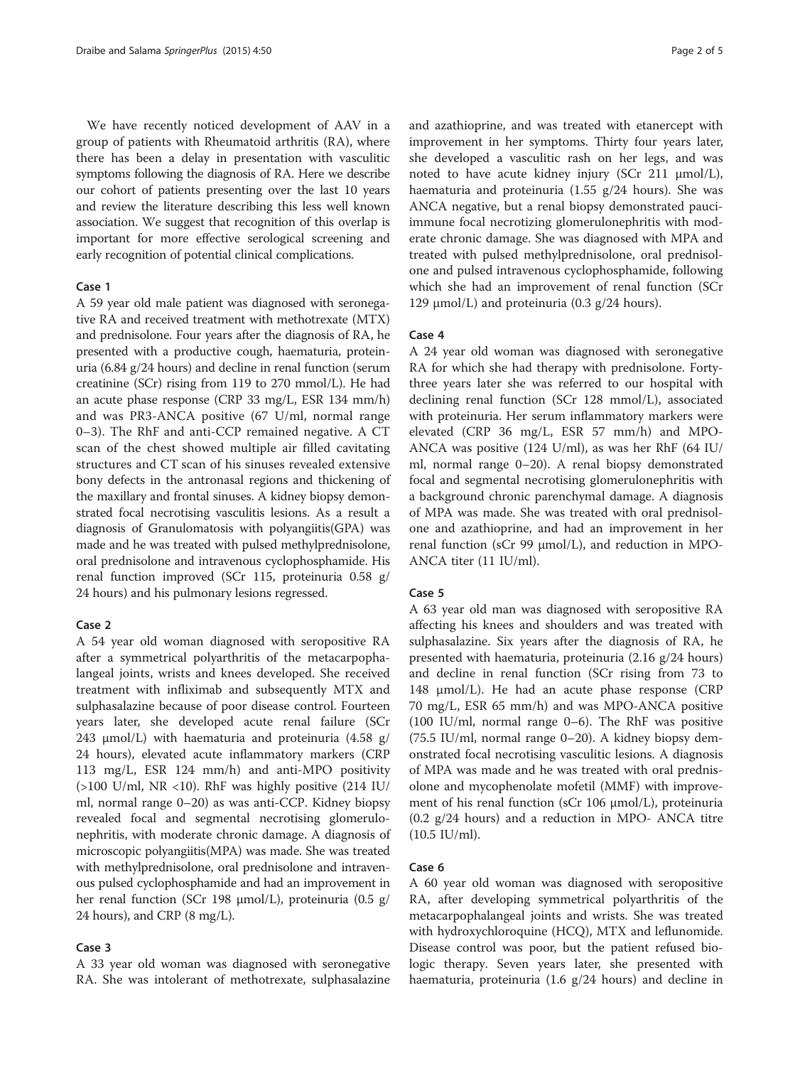We have recently noticed development of AAV in a group of patients with Rheumatoid arthritis (RA), where there has been a delay in presentation with vasculitic symptoms following the diagnosis of RA. Here we describe our cohort of patients presenting over the last 10 years and review the literature describing this less well known association. We suggest that recognition of this overlap is important for more effective serological screening and early recognition of potential clinical complications.

## Case 1

A 59 year old male patient was diagnosed with seronegative RA and received treatment with methotrexate (MTX) and prednisolone. Four years after the diagnosis of RA, he presented with a productive cough, haematuria, proteinuria (6.84 g/24 hours) and decline in renal function (serum creatinine (SCr) rising from 119 to 270 mmol/L). He had an acute phase response (CRP 33 mg/L, ESR 134 mm/h) and was PR3-ANCA positive (67 U/ml, normal range 0–3). The RhF and anti-CCP remained negative. A CT scan of the chest showed multiple air filled cavitating structures and CT scan of his sinuses revealed extensive bony defects in the antronasal regions and thickening of the maxillary and frontal sinuses. A kidney biopsy demonstrated focal necrotising vasculitis lesions. As a result a diagnosis of Granulomatosis with polyangiitis(GPA) was made and he was treated with pulsed methylprednisolone, oral prednisolone and intravenous cyclophosphamide. His renal function improved (SCr 115, proteinuria 0.58 g/ 24 hours) and his pulmonary lesions regressed.

## Case 2

A 54 year old woman diagnosed with seropositive RA after a symmetrical polyarthritis of the metacarpophalangeal joints, wrists and knees developed. She received treatment with infliximab and subsequently MTX and sulphasalazine because of poor disease control. Fourteen years later, she developed acute renal failure (SCr 243 μmol/L) with haematuria and proteinuria (4.58 g/ 24 hours), elevated acute inflammatory markers (CRP 113 mg/L, ESR 124 mm/h) and anti-MPO positivity (>100 U/ml, NR <10). RhF was highly positive (214 IU/ ml, normal range 0–20) as was anti-CCP. Kidney biopsy revealed focal and segmental necrotising glomerulonephritis, with moderate chronic damage. A diagnosis of microscopic polyangiitis(MPA) was made. She was treated with methylprednisolone, oral prednisolone and intravenous pulsed cyclophosphamide and had an improvement in her renal function (SCr 198 μmol/L), proteinuria (0.5 g/ 24 hours), and CRP (8 mg/L).

## Case 3

A 33 year old woman was diagnosed with seronegative RA. She was intolerant of methotrexate, sulphasalazine and azathioprine, and was treated with etanercept with improvement in her symptoms. Thirty four years later, she developed a vasculitic rash on her legs, and was noted to have acute kidney injury (SCr 211 μmol/L), haematuria and proteinuria (1.55 g/24 hours). She was ANCA negative, but a renal biopsy demonstrated pauci-immune focal necrotizing glomerulonephritis with moderate chronic damage. She was diagnosed with MPA and treated with pulsed methylprednisolone, oral prednisolone and pulsed intravenous cyclophosphamide, following which she had an improvement of renal function (SCr 129 μmol/L) and proteinuria (0.3 g/24 hours).

## Case 4

A 24 year old woman was diagnosed with seronegative RA for which she had therapy with prednisolone. Forty-three years later she was referred to our hospital with declining renal function (SCr 128 mmol/L), associated with proteinuria. Her serum inflammatory markers were elevated (CRP 36 mg/L, ESR 57 mm/h) and MPO-ANCA was positive (124 U/ml), as was her RhF (64 IU/ ml, normal range 0–20). A renal biopsy demonstrated focal and segmental necrotising glomerulonephritis with a background chronic parenchymal damage. A diagnosis of MPA was made. She was treated with oral prednisolone and azathioprine, and had an improvement in her renal function (sCr 99 μmol/L), and reduction in MPO-ANCA titer (11 IU/ml).

## Case 5

A 63 year old man was diagnosed with seropositive RA affecting his knees and shoulders and was treated with sulphasalazine. Six years after the diagnosis of RA, he presented with haematuria, proteinuria (2.16 g/24 hours) and decline in renal function (SCr rising from 73 to 148 μmol/L). He had an acute phase response (CRP 70 mg/L, ESR 65 mm/h) and was MPO-ANCA positive (100 IU/ml, normal range 0–6). The RhF was positive (75.5 IU/ml, normal range 0–20). A kidney biopsy demonstrated focal necrotising vasculitic lesions. A diagnosis of MPA was made and he was treated with oral prednisolone and mycophenolate mofetil (MMF) with improvement of his renal function (sCr 106 μmol/L), proteinuria (0.2 g/24 hours) and a reduction in MPO- ANCA titre (10.5 IU/ml).

## Case 6

A 60 year old woman was diagnosed with seropositive RA, after developing symmetrical polyarthritis of the metacarpophalangeal joints and wrists. She was treated with hydroxychloroquine (HCQ), MTX and leflunomide. Disease control was poor, but the patient refused biologic therapy. Seven years later, she presented with haematuria, proteinuria (1.6 g/24 hours) and decline in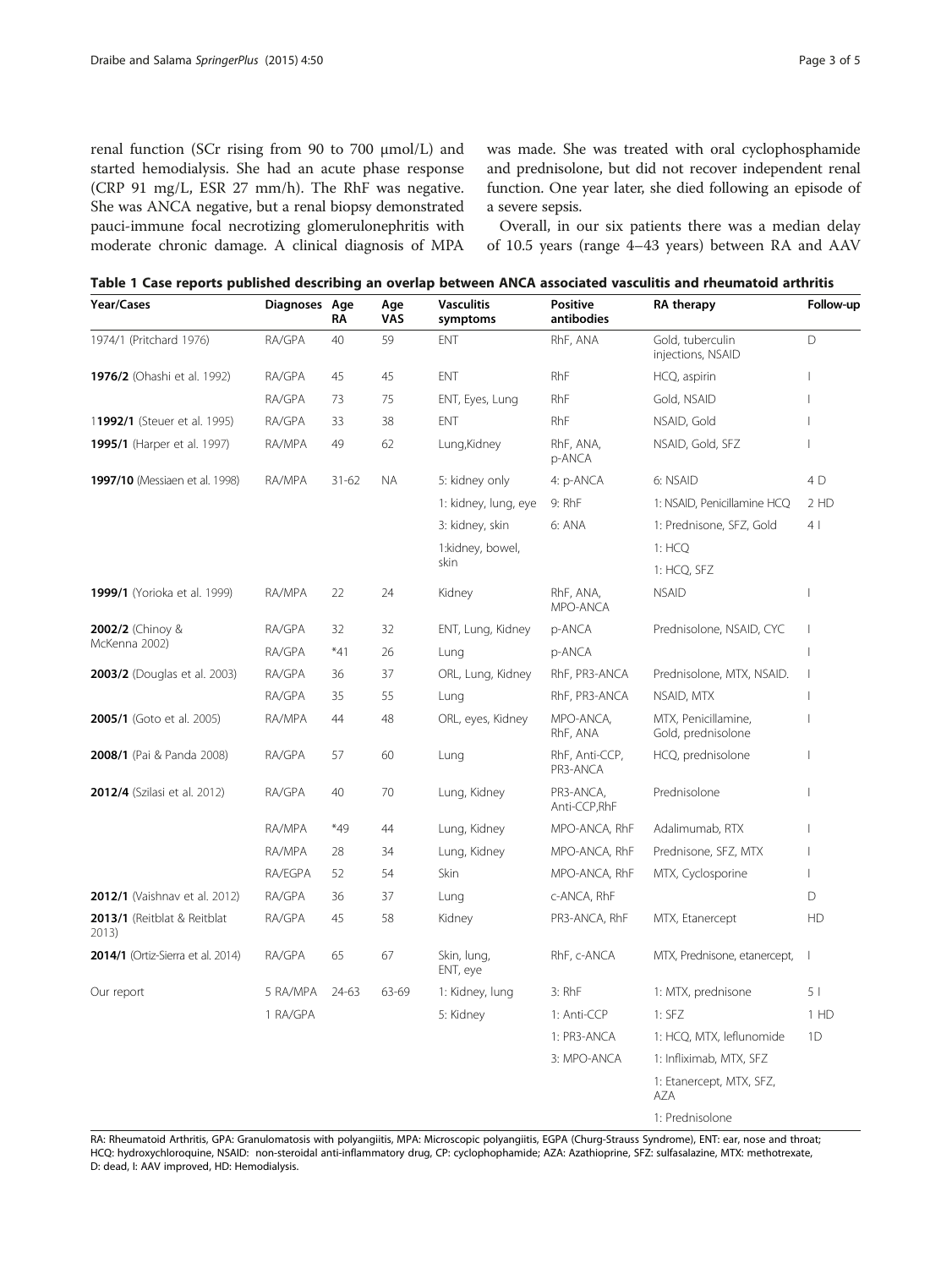renal function (SCr rising from 90 to 700 μmol/L) and started hemodialysis. She had an acute phase response (CRP 91 mg/L, ESR 27 mm/h). The RhF was negative. She was ANCA negative, but a renal biopsy demonstrated pauci-immune focal necrotizing glomerulonephritis with moderate chronic damage. A clinical diagnosis of MPA was made. She was treated with oral cyclophosphamide and prednisolone, but did not recover independent renal function. One year later, she died following an episode of a severe sepsis.

Overall, in our six patients there was a median delay of 10.5 years (range 4–43 years) between RA and AAV

**Table 1 Case reports published describing an overlap between ANCA associated vasculitis and rheumatoid arthritis**

| Year/Cases | Diagnoses | Age RA | Age VAS | Vasculitis symptoms | Positive antibodies | RA therapy | Follow-up |
|---|---|---|---|---|---|---|---|
| 1974/1 (Pritchard 1976) | RA/GPA | 40 | 59 | ENT | RhF, ANA | Gold, tuberculin injections, NSAID | D |
| **1976/2** (Ohashi et al. 1992) | RA/GPA | 45 | 45 | ENT | RhF | HCQ, aspirin | I |
| | RA/GPA | 73 | 75 | ENT, Eyes, Lung | RhF | Gold, NSAID | I |
| 1**1992/1** (Steuer et al. 1995) | RA/GPA | 33 | 38 | ENT | RhF | NSAID, Gold | I |
| **1995/1** (Harper et al. 1997) | RA/MPA | 49 | 62 | Lung,Kidney | RhF, ANA, p-ANCA | NSAID, Gold, SFZ | I |
| **1997/10** (Messiaen et al. 1998) | RA/MPA | 31-62 | NA | 5: kidney only | 4: p-ANCA | 6: NSAID | 4 D |
| | | | | 1: kidney, lung, eye | 9: RhF | 1: NSAID, Penicillamine HCQ | 2 HD |
| | | | | 3: kidney, skin | 6: ANA | 1: Prednisone, SFZ, Gold | 4 I |
| | | | | 1:kidney, bowel, skin | | 1: HCQ | |
| | | | | | | 1: HCQ, SFZ | |
| **1999/1** (Yorioka et al. 1999) | RA/MPA | 22 | 24 | Kidney | RhF, ANA, MPO-ANCA | NSAID | I |
| **2002/2** (Chinoy & McKenna 2002) | RA/GPA | 32 | 32 | ENT, Lung, Kidney | p-ANCA | Prednisolone, NSAID, CYC | I |
| | RA/GPA | *41 | 26 | Lung | p-ANCA | | I |
| **2003/2** (Douglas et al. 2003) | RA/GPA | 36 | 37 | ORL, Lung, Kidney | RhF, PR3-ANCA | Prednisolone, MTX, NSAID. | I |
| | RA/GPA | 35 | 55 | Lung | RhF, PR3-ANCA | NSAID, MTX | I |
| **2005/1** (Goto et al. 2005) | RA/MPA | 44 | 48 | ORL, eyes, Kidney | MPO-ANCA, RhF, ANA | MTX, Penicillamine, Gold, prednisolone | I |
| **2008/1** (Pai & Panda 2008) | RA/GPA | 57 | 60 | Lung | RhF, Anti-CCP, PR3-ANCA | HCQ, prednisolone | I |
| **2012/4** (Szilasi et al. 2012) | RA/GPA | 40 | 70 | Lung, Kidney | PR3-ANCA, Anti-CCP,RhF | Prednisolone | I |
| | RA/MPA | *49 | 44 | Lung, Kidney | MPO-ANCA, RhF | Adalimumab, RTX | I |
| | RA/MPA | 28 | 34 | Lung, Kidney | MPO-ANCA, RhF | Prednisone, SFZ, MTX | I |
| | RA/EGPA | 52 | 54 | Skin | MPO-ANCA, RhF | MTX, Cyclosporine | I |
| **2012/1** (Vaishnav et al. 2012) | RA/GPA | 36 | 37 | Lung | c-ANCA, RhF | | D |
| **2013/1** (Reitblat & Reitblat 2013) | RA/GPA | 45 | 58 | Kidney | PR3-ANCA, RhF | MTX, Etanercept | HD |
| **2014/1** (Ortiz-Sierra et al. 2014) | RA/GPA | 65 | 67 | Skin, lung, ENT, eye | RhF, c-ANCA | MTX, Prednisone, etanercept, | I |
| Our report | 5 RA/MPA | 24-63 | 63-69 | 1: Kidney, lung | 3: RhF | 1: MTX, prednisone | 5 I |
| | 1 RA/GPA | | | 5: Kidney | 1: Anti-CCP | 1: SFZ | 1 HD |
| | | | | | 1: PR3-ANCA | 1: HCQ, MTX, leflunomide | 1D |
| | | | | | 3: MPO-ANCA | 1: Infliximab, MTX, SFZ | |
| | | | | | | 1: Etanercept, MTX, SFZ, AZA | |
| | | | | | | 1: Prednisolone | |

RA: Rheumatoid Arthritis, GPA: Granulomatosis with polyangiitis, MPA: Microscopic polyangiitis, EGPA (Churg-Strauss Syndrome), ENT: ear, nose and throat; HCQ: hydroxychloroquine, NSAID: non-steroidal anti-inflammatory drug, CP: cyclophosphamide; AZA: Azathioprine, SFZ: sulfasalazine, MTX: methotrexate, D: dead, I: AAV improved, HD: Hemodialysis.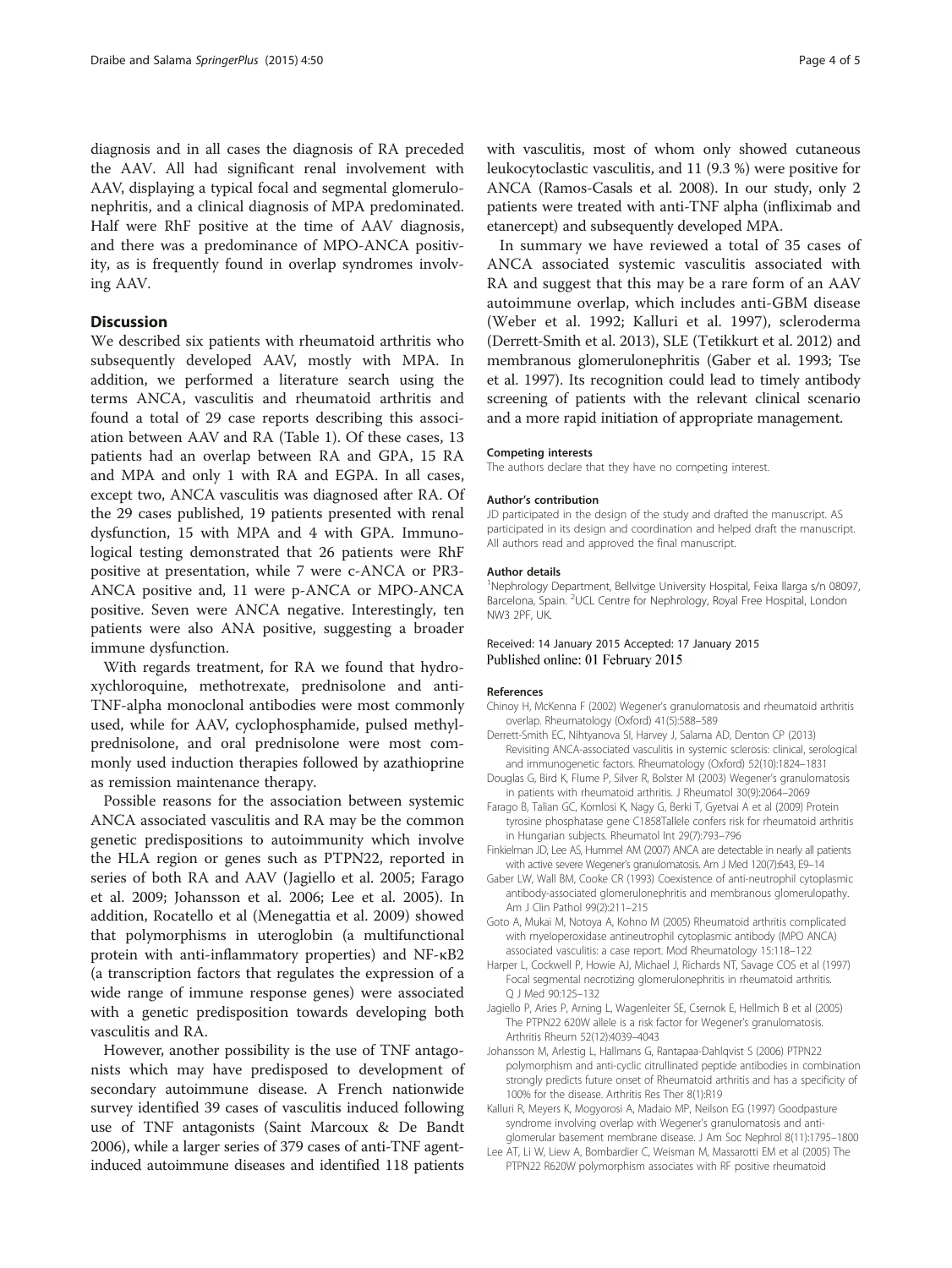diagnosis and in all cases the diagnosis of RA preceded the AAV. All had significant renal involvement with AAV, displaying a typical focal and segmental glomerulonephritis, and a clinical diagnosis of MPA predominated. Half were RhF positive at the time of AAV diagnosis, and there was a predominance of MPO-ANCA positivity, as is frequently found in overlap syndromes involving AAV.

## Discussion

We described six patients with rheumatoid arthritis who subsequently developed AAV, mostly with MPA. In addition, we performed a literature search using the terms ANCA, vasculitis and rheumatoid arthritis and found a total of 29 case reports describing this association between AAV and RA (Table 1). Of these cases, 13 patients had an overlap between RA and GPA, 15 RA and MPA and only 1 with RA and EGPA. In all cases, except two, ANCA vasculitis was diagnosed after RA. Of the 29 cases published, 19 patients presented with renal dysfunction, 15 with MPA and 4 with GPA. Immunological testing demonstrated that 26 patients were RhF positive at presentation, while 7 were c-ANCA or PR3-ANCA positive and, 11 were p-ANCA or MPO-ANCA positive. Seven were ANCA negative. Interestingly, ten patients were also ANA positive, suggesting a broader immune dysfunction.

With regards treatment, for RA we found that hydroxychloroquine, methotrexate, prednisolone and anti-TNF-alpha monoclonal antibodies were most commonly used, while for AAV, cyclophosphamide, pulsed methylprednisolone, and oral prednisolone were most commonly used induction therapies followed by azathioprine as remission maintenance therapy.

Possible reasons for the association between systemic ANCA associated vasculitis and RA may be the common genetic predispositions to autoimmunity which involve the HLA region or genes such as PTPN22, reported in series of both RA and AAV (Jagiello et al. 2005; Farago et al. 2009; Johansson et al. 2006; Lee et al. 2005). In addition, Rocatello et al (Menegattia et al. 2009) showed that polymorphisms in uteroglobin (a multifunctional protein with anti-inflammatory properties) and NF-κB2 (a transcription factors that regulates the expression of a wide range of immune response genes) were associated with a genetic predisposition towards developing both vasculitis and RA.

However, another possibility is the use of TNF antagonists which may have predisposed to development of secondary autoimmune disease. A French nationwide survey identified 39 cases of vasculitis induced following use of TNF antagonists (Saint Marcoux & De Bandt 2006), while a larger series of 379 cases of anti-TNF agent-induced autoimmune diseases and identified 118 patients with vasculitis, most of whom only showed cutaneous leukocytoclastic vasculitis, and 11 (9.3 %) were positive for ANCA (Ramos-Casals et al. 2008). In our study, only 2 patients were treated with anti-TNF alpha (infliximab and etanercept) and subsequently developed MPA.

In summary we have reviewed a total of 35 cases of ANCA associated systemic vasculitis associated with RA and suggest that this may be a rare form of an AAV autoimmune overlap, which includes anti-GBM disease (Weber et al. 1992; Kalluri et al. 1997), scleroderma (Derrett-Smith et al. 2013), SLE (Tetikkurt et al. 2012) and membranous glomerulonephritis (Gaber et al. 1993; Tse et al. 1997). Its recognition could lead to timely antibody screening of patients with the relevant clinical scenario and a more rapid initiation of appropriate management.

#### Competing interests
The authors declare that they have no competing interest.

#### Author's contribution
JD participated in the design of the study and drafted the manuscript. AS participated in its design and coordination and helped draft the manuscript. All authors read and approved the final manuscript.

#### Author details
[1]Nephrology Department, Bellvitge University Hospital, Feixa llarga s/n 08097, Barcelona, Spain. [2]UCL Centre for Nephrology, Royal Free Hospital, London NW3 2PF, UK.

Received: 14 January 2015 Accepted: 17 January 2015
Published online: 01 February 2015

#### References

Chinoy H, McKenna F (2002) Wegener's granulomatosis and rheumatoid arthritis overlap. Rheumatology (Oxford) 41(5):588–589

Derrett-Smith EC, Nihtyanova SI, Harvey J, Salama AD, Denton CP (2013) Revisiting ANCA-associated vasculitis in systemic sclerosis: clinical, serological and immunogenetic factors. Rheumatology (Oxford) 52(10):1824–1831

Douglas G, Bird K, Flume P, Silver R, Bolster M (2003) Wegener's granulomatosis in patients with rheumatoid arthritis. J Rheumatol 30(9):2064–2069

Farago B, Talian GC, Komlosi K, Nagy G, Berki T, Gyetvai A et al (2009) Protein tyrosine phosphatase gene C1858Tallele confers risk for rheumatoid arthritis in Hungarian subjects. Rheumatol Int 29(7):793–796

Finkielman JD, Lee AS, Hummel AM (2007) ANCA are detectable in nearly all patients with active severe Wegener's granulomatosis. Am J Med 120(7):643, E9–14

Gaber LW, Wall BM, Cooke CR (1993) Coexistence of anti-neutrophil cytoplasmic antibody-associated glomerulonephritis and membranous glomerulopathy. Am J Clin Pathol 99(2):211–215

Goto A, Mukai M, Notoya A, Kohno M (2005) Rheumatoid arthritis complicated with myeloperoxidase antineutrophil cytoplasmic antibody (MPO ANCA) associated vasculitis: a case report. Mod Rheumatology 15:118–122

Harper L, Cockwell P, Howie AJ, Michael J, Richards NT, Savage COS et al (1997) Focal segmental necrotizing glomerulonephritis in rheumatoid arthritis. Q J Med 90:125–132

Jagiello P, Aries P, Arning L, Wagenleiter SE, Csernok E, Hellmich B et al (2005) The PTPN22 620W allele is a risk factor for Wegener's granulomatosis. Arthritis Rheum 52(12):4039–4043

Johansson M, Arlestig L, Hallmans G, Rantapaa-Dahlqvist S (2006) PTPN22 polymorphism and anti-cyclic citrullinated peptide antibodies in combination strongly predicts future onset of Rheumatoid arthritis and has a specificity of 100% for the disease. Arthritis Res Ther 8(1):R19

Kalluri R, Meyers K, Mogyorosi A, Madaio MP, Neilson EG (1997) Goodpasture syndrome involving overlap with Wegener's granulomatosis and anti-glomerular basement membrane disease. J Am Soc Nephrol 8(11):1795–1800

Lee AT, Li W, Liew A, Bombardier C, Weisman M, Massarotti EM et al (2005) The PTPN22 R620W polymorphism associates with RF positive rheumatoid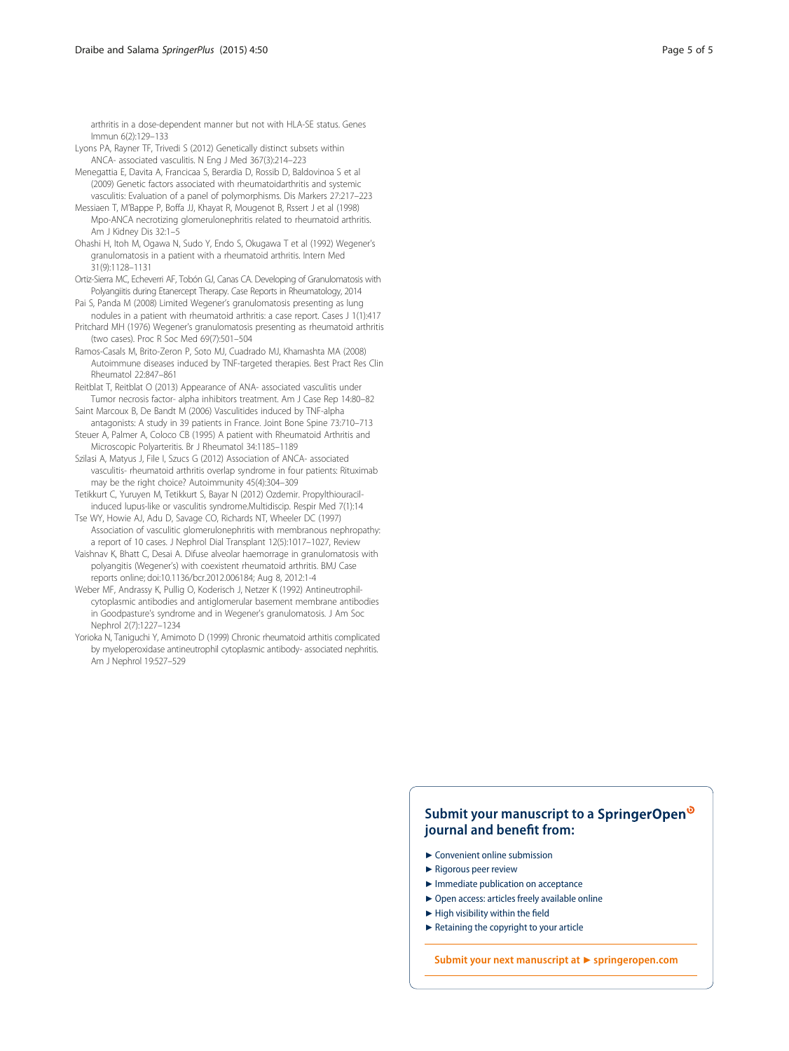arthritis in a dose-dependent manner but not with HLA-SE status. Genes Immun 6(2):129–133

Lyons PA, Rayner TF, Trivedi S (2012) Genetically distinct subsets within ANCA- associated vasculitis. N Eng J Med 367(3):214–223

Menegattia E, Davita A, Francicaa S, Berardia D, Rossib D, Baldovinoa S et al (2009) Genetic factors associated with rheumatoidarthritis and systemic vasculitis: Evaluation of a panel of polymorphisms. Dis Markers 27:217–223

Messiaen T, M'Bappe P, Boffa JJ, Khayat R, Mougenot B, Rssert J et al (1998) Mpo-ANCA necrotizing glomerulonephritis related to rheumatoid arthritis. Am J Kidney Dis 32:1–5

Ohashi H, Itoh M, Ogawa N, Sudo Y, Endo S, Okugawa T et al (1992) Wegener's granulomatosis in a patient with a rheumatoid arthritis. Intern Med 31(9):1128–1131

Ortiz-Sierra MC, Echeverri AF, Tobón GJ, Canas CA. Developing of Granulomatosis with Polyangiitis during Etanercept Therapy. Case Reports in Rheumatology, 2014

Pai S, Panda M (2008) Limited Wegener's granulomatosis presenting as lung nodules in a patient with rheumatoid arthritis: a case report. Cases J 1(1):417

Pritchard MH (1976) Wegener's granulomatosis presenting as rheumatoid arthritis (two cases). Proc R Soc Med 69(7):501–504

Ramos-Casals M, Brito-Zeron P, Soto MJ, Cuadrado MJ, Khamashta MA (2008) Autoimmune diseases induced by TNF-targeted therapies. Best Pract Res Clin Rheumatol 22:847–861

Reitblat T, Reitblat O (2013) Appearance of ANA- associated vasculitis under Tumor necrosis factor- alpha inhibitors treatment. Am J Case Rep 14:80–82

Saint Marcoux B, De Bandt M (2006) Vasculitides induced by TNF-alpha antagonists: A study in 39 patients in France. Joint Bone Spine 73:710–713

Steuer A, Palmer A, Coloco CB (1995) A patient with Rheumatoid Arthritis and Microscopic Polyarteritis. Br J Rheumatol 34:1185–1189

Szilasi A, Matyus J, File I, Szucs G (2012) Association of ANCA- associated vasculitis- rheumatoid arthritis overlap syndrome in four patients: Rituximab may be the right choice? Autoimmunity 45(4):304–309

Tetikkurt C, Yuruyen M, Tetikkurt S, Bayar N (2012) Ozdemir. Propylthiouracil-induced lupus-like or vasculitis syndrome.Multidiscip. Respir Med 7(1):14

Tse WY, Howie AJ, Adu D, Savage CO, Richards NT, Wheeler DC (1997) Association of vasculitic glomerulonephritis with membranous nephropathy: a report of 10 cases. J Nephrol Dial Transplant 12(5):1017–1027, Review

Vaishnav K, Bhatt C, Desai A. Difuse alveolar haemorrage in granulomatosis with polyangitis (Wegener's) with coexistent rheumatoid arthritis. BMJ Case reports online; doi:10.1136/bcr.2012.006184; Aug 8, 2012:1-4

Weber MF, Andrassy K, Pullig O, Koderisch J, Netzer K (1992) Antineutrophil-cytoplasmic antibodies and antiglomerular basement membrane antibodies in Goodpasture's syndrome and in Wegener's granulomatosis. J Am Soc Nephrol 2(7):1227–1234

Yorioka N, Taniguchi Y, Amimoto D (1999) Chronic rheumatoid arthritis complicated by myeloperoxidase antineutrophil cytoplasmic antibody- associated nephritis. Am J Nephrol 19:527–529

**Submit your manuscript to a SpringerOpen journal and benefit from:**

- ► Convenient online submission
- ► Rigorous peer review
- ► Immediate publication on acceptance
- ► Open access: articles freely available online
- ► High visibility within the field
- ► Retaining the copyright to your article

**Submit your next manuscript at ► springeropen.com**